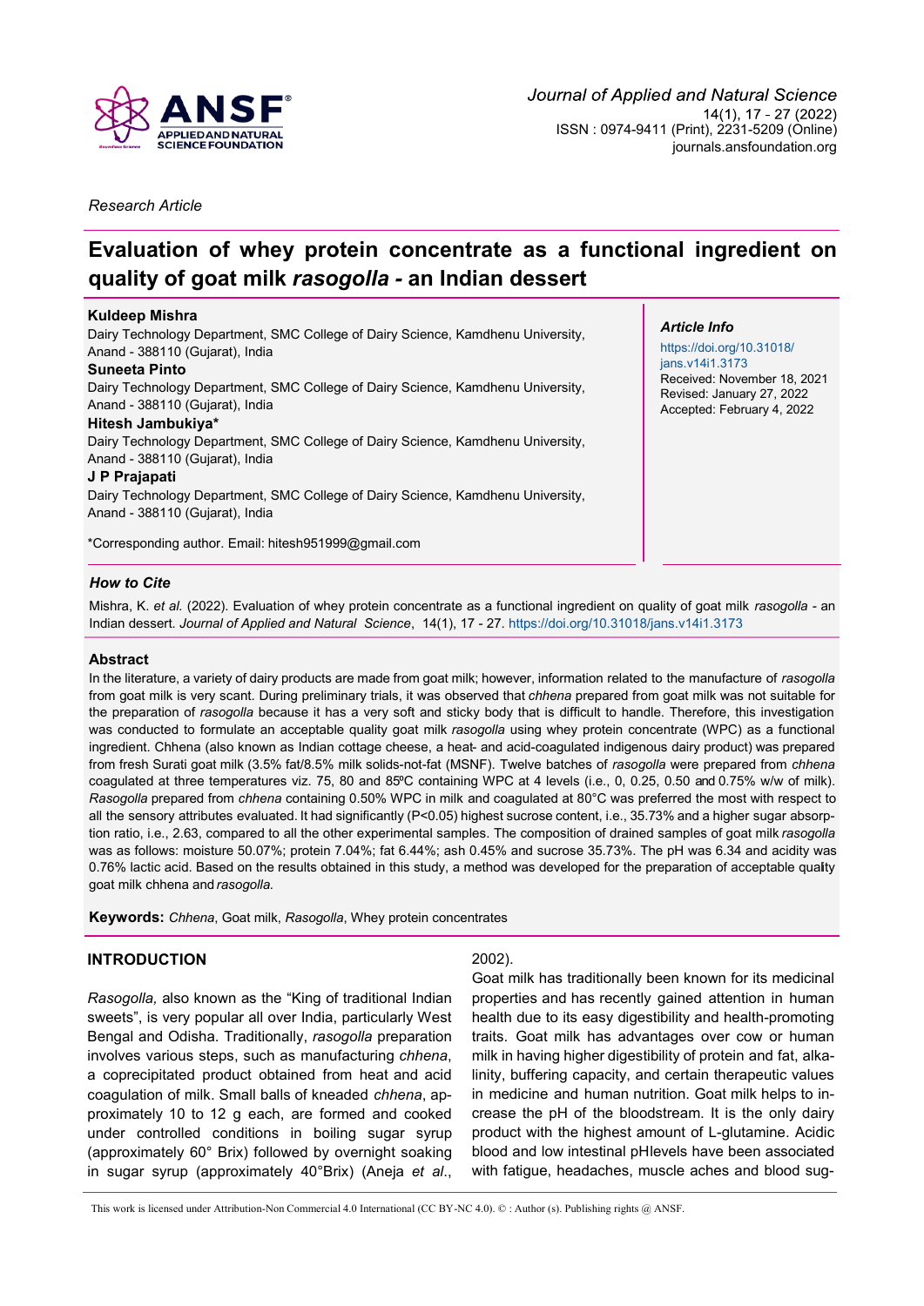*Research Article*

# Evaluation of whey protein concentrate as a functional ingredient on quality of goat milk *rasogolla* - an Indian dessert

**Kuldeep Mishra**
Dairy Technology Department, SMC College of Dairy Science, Kamdhenu University, Anand - 388110 (Gujarat), India

**Suneeta Pinto**
Dairy Technology Department, SMC College of Dairy Science, Kamdhenu University, Anand - 388110 (Gujarat), India

**Hitesh Jambukiya***
Dairy Technology Department, SMC College of Dairy Science, Kamdhenu University, Anand - 388110 (Gujarat), India

**J P Prajapati**
Dairy Technology Department, SMC College of Dairy Science, Kamdhenu University, Anand - 388110 (Gujarat), India

*Corresponding author. Email: hitesh951999@gmail.com

***Article Info***

https://doi.org/10.31018/jans.v14i1.3173
Received: November 18, 2021
Revised: January 27, 2022
Accepted: February 4, 2022

***How to Cite***

Mishra, K. *et al.* (2022). Evaluation of whey protein concentrate as a functional ingredient on quality of goat milk *rasogolla* - an Indian dessert. *Journal of Applied and Natural Science*, 14(1), 17 - 27. https://doi.org/10.31018/jans.v14i1.3173

## Abstract

In the literature, a variety of dairy products are made from goat milk; however, information related to the manufacture of *rasogolla* from goat milk is very scant. During preliminary trials, it was observed that *chhena* prepared from goat milk was not suitable for the preparation of *rasogolla* because it has a very soft and sticky body that is difficult to handle. Therefore, this investigation was conducted to formulate an acceptable quality goat milk *rasogolla* using whey protein concentrate (WPC) as a functional ingredient. Chhena (also known as Indian cottage cheese, a heat- and acid-coagulated indigenous dairy product) was prepared from fresh Surati goat milk (3.5% fat/8.5% milk solids-not-fat (MSNF). Twelve batches of *rasogolla* were prepared from *chhena* coagulated at three temperatures viz. 75, 80 and 85ºC containing WPC at 4 levels (i.e., 0, 0.25, 0.50 and 0.75% w/w of milk). *Rasogolla* prepared from *chhena* containing 0.50% WPC in milk and coagulated at 80°C was preferred the most with respect to all the sensory attributes evaluated. It had significantly (P<0.05) highest sucrose content, i.e., 35.73% and a higher sugar absorption ratio, i.e., 2.63, compared to all the other experimental samples. The composition of drained samples of goat milk *rasogolla* was as follows: moisture 50.07%; protein 7.04%; fat 6.44%; ash 0.45% and sucrose 35.73%. The pH was 6.34 and acidity was 0.76% lactic acid. Based on the results obtained in this study, a method was developed for the preparation of acceptable quality goat milk chhena and *rasogolla.*

**Keywords:** *Chhena*, Goat milk, *Rasogolla*, Whey protein concentrates

## INTRODUCTION

*Rasogolla,* also known as the "King of traditional Indian sweets", is very popular all over India, particularly West Bengal and Odisha. Traditionally, *rasogolla* preparation involves various steps, such as manufacturing *chhena*, a coprecipitated product obtained from heat and acid coagulation of milk. Small balls of kneaded *chhena*, approximately 10 to 12 g each, are formed and cooked under controlled conditions in boiling sugar syrup (approximately 60° Brix) followed by overnight soaking in sugar syrup (approximately 40°Brix) (Aneja *et al*., 2002).

Goat milk has traditionally been known for its medicinal properties and has recently gained attention in human health due to its easy digestibility and health-promoting traits. Goat milk has advantages over cow or human milk in having higher digestibility of protein and fat, alkalinity, buffering capacity, and certain therapeutic values in medicine and human nutrition. Goat milk helps to increase the pH of the bloodstream. It is the only dairy product with the highest amount of L-glutamine. Acidic blood and low intestinal pHlevels have been associated with fatigue, headaches, muscle aches and blood sug-

This work is licensed under Attribution-Non Commercial 4.0 International (CC BY-NC 4.0). © : Author (s). Publishing rights @ ANSF.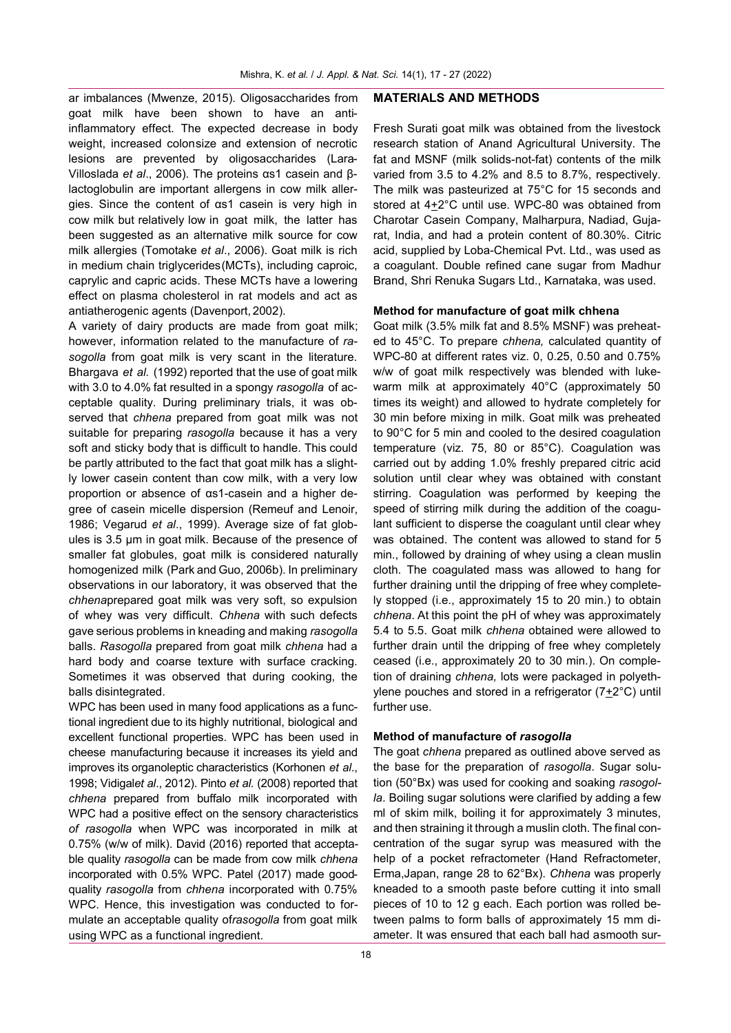ar imbalances (Mwenze, 2015). Oligosaccharides from goat milk have been shown to have an anti-inflammatory effect. The expected decrease in body weight, increased colonsize and extension of necrotic lesions are prevented by oligosaccharides (Lara-Villoslada *et al*., 2006). The proteins αs1 casein and β-lactoglobulin are important allergens in cow milk allergies. Since the content of αs1 casein is very high in cow milk but relatively low in goat milk, the latter has been suggested as an alternative milk source for cow milk allergies (Tomotake *et al*., 2006). Goat milk is rich in medium chain triglycerides(MCTs), including caproic, caprylic and capric acids. These MCTs have a lowering effect on plasma cholesterol in rat models and act as antiatherogenic agents (Davenport, 2002).

A variety of dairy products are made from goat milk; however, information related to the manufacture of *rasogolla* from goat milk is very scant in the literature. Bhargava *et al.* (1992) reported that the use of goat milk with 3.0 to 4.0% fat resulted in a spongy *rasogolla* of acceptable quality. During preliminary trials, it was observed that *chhena* prepared from goat milk was not suitable for preparing *rasogolla* because it has a very soft and sticky body that is difficult to handle. This could be partly attributed to the fact that goat milk has a slightly lower casein content than cow milk, with a very low proportion or absence of αs1-casein and a higher degree of casein micelle dispersion (Remeuf and Lenoir, 1986; Vegarud *et al*., 1999). Average size of fat globules is 3.5 µm in goat milk. Because of the presence of smaller fat globules, goat milk is considered naturally homogenized milk (Park and Guo, 2006b). In preliminary observations in our laboratory, it was observed that the *chhena*prepared goat milk was very soft, so expulsion of whey was very difficult. *Chhena* with such defects gave serious problems in kneading and making *rasogolla* balls. *Rasogolla* prepared from goat milk *chhena* had a hard body and coarse texture with surface cracking. Sometimes it was observed that during cooking, the balls disintegrated.

WPC has been used in many food applications as a functional ingredient due to its highly nutritional, biological and excellent functional properties. WPC has been used in cheese manufacturing because it increases its yield and improves its organoleptic characteristics (Korhonen *et al.*, 1998; Vidigal*et al*., 2012). Pinto *et al.* (2008) reported that *chhena* prepared from buffalo milk incorporated with WPC had a positive effect on the sensory characteristics *of rasogolla* when WPC was incorporated in milk at 0.75% (w/w of milk). David (2016) reported that acceptable quality *rasogolla* can be made from cow milk *chhena* incorporated with 0.5% WPC. Patel (2017) made good-quality *rasogolla* from *chhena* incorporated with 0.75% WPC. Hence, this investigation was conducted to formulate an acceptable quality of*rasogolla* from goat milk using WPC as a functional ingredient.

## MATERIALS AND METHODS

Fresh Surati goat milk was obtained from the livestock research station of Anand Agricultural University. The fat and MSNF (milk solids-not-fat) contents of the milk varied from 3.5 to 4.2% and 8.5 to 8.7%, respectively. The milk was pasteurized at 75°C for 15 seconds and stored at 4±2°C until use. WPC-80 was obtained from Charotar Casein Company, Malharpura, Nadiad, Gujarat, India, and had a protein content of 80.30%. Citric acid, supplied by Loba-Chemical Pvt. Ltd., was used as a coagulant. Double refined cane sugar from Madhur Brand, Shri Renuka Sugars Ltd., Karnataka, was used.

### Method for manufacture of goat milk chhena

Goat milk (3.5% milk fat and 8.5% MSNF) was preheated to 45°C. To prepare *chhena,* calculated quantity of WPC-80 at different rates viz. 0, 0.25, 0.50 and 0.75% w/w of goat milk respectively was blended with lukewarm milk at approximately 40°C (approximately 50 times its weight) and allowed to hydrate completely for 30 min before mixing in milk. Goat milk was preheated to 90°C for 5 min and cooled to the desired coagulation temperature (viz. 75, 80 or 85°C). Coagulation was carried out by adding 1.0% freshly prepared citric acid solution until clear whey was obtained with constant stirring. Coagulation was performed by keeping the speed of stirring milk during the addition of the coagulant sufficient to disperse the coagulant until clear whey was obtained. The content was allowed to stand for 5 min., followed by draining of whey using a clean muslin cloth. The coagulated mass was allowed to hang for further draining until the dripping of free whey completely stopped (i.e., approximately 15 to 20 min.) to obtain *chhena*. At this point the pH of whey was approximately 5.4 to 5.5. Goat milk *chhena* obtained were allowed to further drain until the dripping of free whey completely ceased (i.e., approximately 20 to 30 min.). On completion of draining *chhena,* lots were packaged in polyethylene pouches and stored in a refrigerator (7±2°C) until further use.

### Method of manufacture of *rasogolla*

The goat *chhena* prepared as outlined above served as the base for the preparation of *rasogolla*. Sugar solution (50°Bx) was used for cooking and soaking *rasogolla*. Boiling sugar solutions were clarified by adding a few ml of skim milk, boiling it for approximately 3 minutes, and then straining it through a muslin cloth. The final concentration of the sugar syrup was measured with the help of a pocket refractometer (Hand Refractometer, Erma,Japan, range 28 to 62°Bx). *Chhena* was properly kneaded to a smooth paste before cutting it into small pieces of 10 to 12 g each. Each portion was rolled between palms to form balls of approximately 15 mm diameter. It was ensured that each ball had asmooth sur-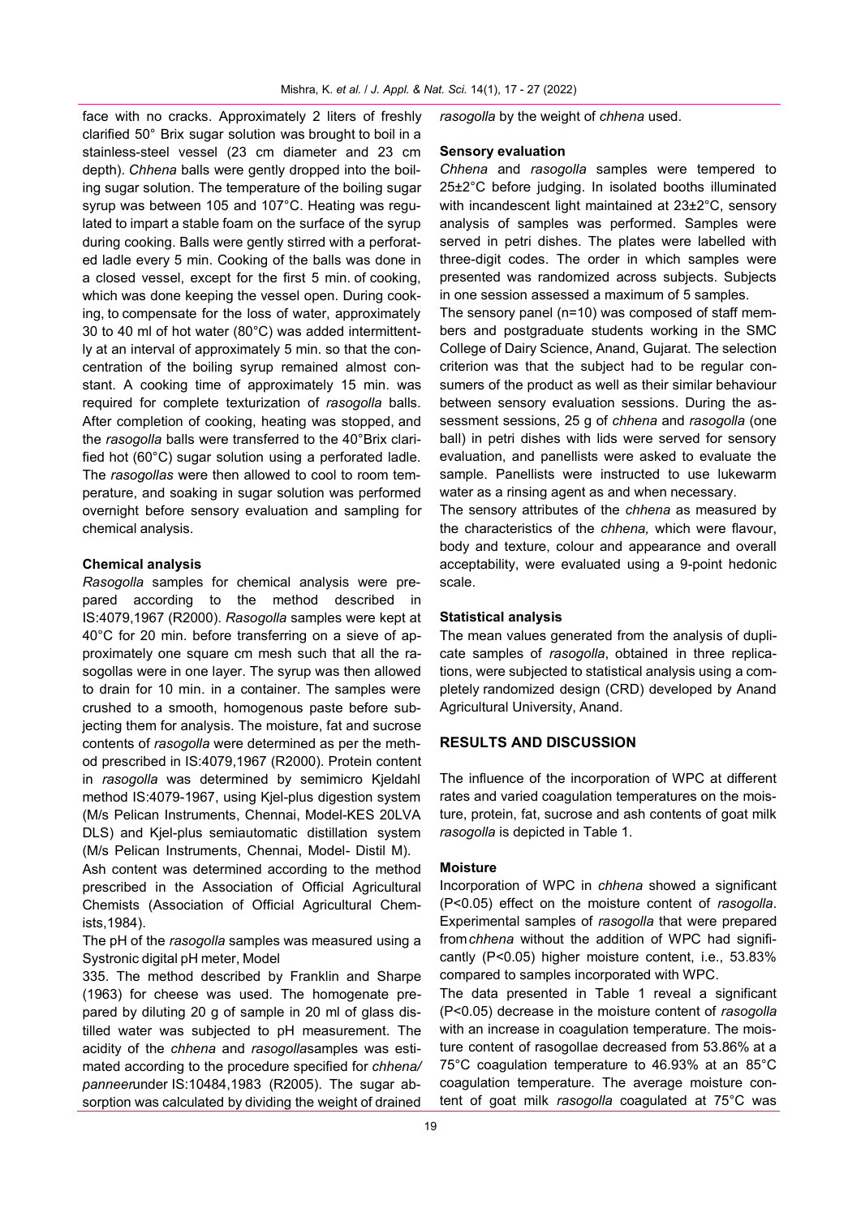face with no cracks. Approximately 2 liters of freshly clarified 50° Brix sugar solution was brought to boil in a stainless-steel vessel (23 cm diameter and 23 cm depth). *Chhena* balls were gently dropped into the boiling sugar solution. The temperature of the boiling sugar syrup was between 105 and 107°C. Heating was regulated to impart a stable foam on the surface of the syrup during cooking. Balls were gently stirred with a perforated ladle every 5 min. Cooking of the balls was done in a closed vessel, except for the first 5 min. of cooking, which was done keeping the vessel open. During cooking, to compensate for the loss of water, approximately 30 to 40 ml of hot water (80°C) was added intermittently at an interval of approximately 5 min. so that the concentration of the boiling syrup remained almost constant. A cooking time of approximately 15 min. was required for complete texturization of *rasogolla* balls. After completion of cooking, heating was stopped, and the *rasogolla* balls were transferred to the 40°Brix clarified hot (60°C) sugar solution using a perforated ladle. The *rasogollas* were then allowed to cool to room temperature, and soaking in sugar solution was performed overnight before sensory evaluation and sampling for chemical analysis.

**Chemical analysis**

*Rasogolla* samples for chemical analysis were prepared according to the method described in IS:4079,1967 (R2000). *Rasogolla* samples were kept at 40°C for 20 min. before transferring on a sieve of approximately one square cm mesh such that all the rasogollas were in one layer. The syrup was then allowed to drain for 10 min. in a container. The samples were crushed to a smooth, homogenous paste before subjecting them for analysis. The moisture, fat and sucrose contents of *rasogolla* were determined as per the method prescribed in IS:4079,1967 (R2000). Protein content in *rasogolla* was determined by semimicro Kjeldahl method IS:4079-1967, using Kjel-plus digestion system (M/s Pelican Instruments, Chennai, Model-KES 20LVA DLS) and Kjel-plus semiautomatic distillation system (M/s Pelican Instruments, Chennai, Model- Distil M).

Ash content was determined according to the method prescribed in the Association of Official Agricultural Chemists (Association of Official Agricultural Chemists,1984).

The pH of the *rasogolla* samples was measured using a Systronic digital pH meter, Model 335. The method described by Franklin and Sharpe (1963) for cheese was used. The homogenate prepared by diluting 20 g of sample in 20 ml of glass distilled water was subjected to pH measurement. The acidity of the *chhena* and *rasogolla*samples was estimated according to the procedure specified for *chhena/ panneer*under IS:10484,1983 (R2005). The sugar absorption was calculated by dividing the weight of drained *rasogolla* by the weight of *chhena* used.

**Sensory evaluation**

*Chhena* and *rasogolla* samples were tempered to 25±2°C before judging. In isolated booths illuminated with incandescent light maintained at 23±2°C, sensory analysis of samples was performed. Samples were served in petri dishes. The plates were labelled with three-digit codes. The order in which samples were presented was randomized across subjects. Subjects in one session assessed a maximum of 5 samples.

The sensory panel (n=10) was composed of staff members and postgraduate students working in the SMC College of Dairy Science, Anand, Gujarat. The selection criterion was that the subject had to be regular consumers of the product as well as their similar behaviour between sensory evaluation sessions. During the assessment sessions, 25 g of *chhena* and *rasogolla* (one ball) in petri dishes with lids were served for sensory evaluation, and panellists were asked to evaluate the sample. Panellists were instructed to use lukewarm water as a rinsing agent as and when necessary.

The sensory attributes of the *chhena* as measured by the characteristics of the *chhena,* which were flavour, body and texture, colour and appearance and overall acceptability, were evaluated using a 9-point hedonic scale.

**Statistical analysis**

The mean values generated from the analysis of duplicate samples of *rasogolla*, obtained in three replications, were subjected to statistical analysis using a completely randomized design (CRD) developed by Anand Agricultural University, Anand.

## RESULTS AND DISCUSSION

The influence of the incorporation of WPC at different rates and varied coagulation temperatures on the moisture, protein, fat, sucrose and ash contents of goat milk *rasogolla* is depicted in Table 1.

**Moisture**

Incorporation of WPC in *chhena* showed a significant (P<0.05) effect on the moisture content of *rasogolla*. Experimental samples of *rasogolla* that were prepared from*chhena* without the addition of WPC had significantly (P<0.05) higher moisture content, i.e., 53.83% compared to samples incorporated with WPC.

The data presented in Table 1 reveal a significant (P<0.05) decrease in the moisture content of *rasogolla* with an increase in coagulation temperature. The moisture content of rasogollae decreased from 53.86% at a 75°C coagulation temperature to 46.93% at an 85°C coagulation temperature. The average moisture content of goat milk *rasogolla* coagulated at 75°C was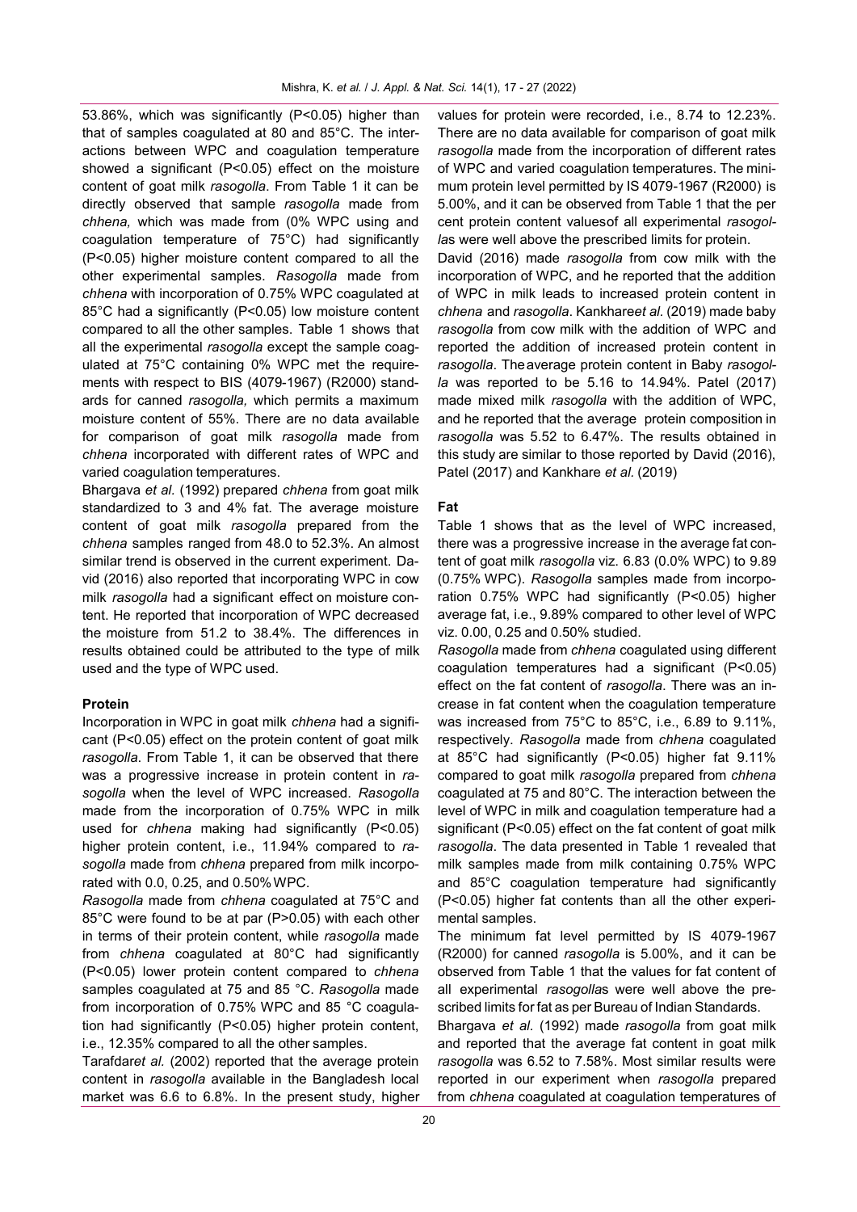53.86%, which was significantly (P<0.05) higher than that of samples coagulated at 80 and 85°C. The interactions between WPC and coagulation temperature showed a significant (P<0.05) effect on the moisture content of goat milk *rasogolla*. From Table 1 it can be directly observed that sample *rasogolla* made from *chhena,* which was made from (0% WPC using and coagulation temperature of 75°C) had significantly (P<0.05) higher moisture content compared to all the other experimental samples. *Rasogolla* made from *chhena* with incorporation of 0.75% WPC coagulated at 85°C had a significantly (P<0.05) low moisture content compared to all the other samples. Table 1 shows that all the experimental *rasogolla* except the sample coagulated at 75°C containing 0% WPC met the requirements with respect to BIS (4079-1967) (R2000) standards for canned *rasogolla,* which permits a maximum moisture content of 55%. There are no data available for comparison of goat milk *rasogolla* made from *chhena* incorporated with different rates of WPC and varied coagulation temperatures.

Bhargava *et al.* (1992) prepared *chhena* from goat milk standardized to 3 and 4% fat. The average moisture content of goat milk *rasogolla* prepared from the *chhena* samples ranged from 48.0 to 52.3%. An almost similar trend is observed in the current experiment. David (2016) also reported that incorporating WPC in cow milk *rasogolla* had a significant effect on moisture content. He reported that incorporation of WPC decreased the moisture from 51.2 to 38.4%. The differences in results obtained could be attributed to the type of milk used and the type of WPC used.

**Protein**

Incorporation in WPC in goat milk *chhena* had a significant (P<0.05) effect on the protein content of goat milk *rasogolla*. From Table 1, it can be observed that there was a progressive increase in protein content in *rasogolla* when the level of WPC increased. *Rasogolla* made from the incorporation of 0.75% WPC in milk used for *chhena* making had significantly (P<0.05) higher protein content, i.e., 11.94% compared to *rasogolla* made from *chhena* prepared from milk incorporated with 0.0, 0.25, and 0.50% WPC.

*Rasogolla* made from *chhena* coagulated at 75°C and 85°C were found to be at par (P>0.05) with each other in terms of their protein content, while *rasogolla* made from *chhena* coagulated at 80°C had significantly (P<0.05) lower protein content compared to *chhena* samples coagulated at 75 and 85 °C. *Rasogolla* made from incorporation of 0.75% WPC and 85 °C coagulation had significantly (P<0.05) higher protein content, i.e., 12.35% compared to all the other samples.

Tarafdar*et al.* (2002) reported that the average protein content in *rasogolla* available in the Bangladesh local market was 6.6 to 6.8%. In the present study, higher values for protein were recorded, i.e., 8.74 to 12.23%. There are no data available for comparison of goat milk *rasogolla* made from the incorporation of different rates of WPC and varied coagulation temperatures. The minimum protein level permitted by IS 4079-1967 (R2000) is 5.00%, and it can be observed from Table 1 that the per cent protein content valuesof all experimental *rasogolla*s were well above the prescribed limits for protein.

David (2016) made *rasogolla* from cow milk with the incorporation of WPC, and he reported that the addition of WPC in milk leads to increased protein content in *chhena* and *rasogolla*. Kankhare*et al.* (2019) made baby *rasogolla* from cow milk with the addition of WPC and reported the addition of increased protein content in *rasogolla*. Theaverage protein content in Baby *rasogolla* was reported to be 5.16 to 14.94%. Patel (2017) made mixed milk *rasogolla* with the addition of WPC, and he reported that the average protein composition in *rasogolla* was 5.52 to 6.47%. The results obtained in this study are similar to those reported by David (2016), Patel (2017) and Kankhare *et al.* (2019)

**Fat**

Table 1 shows that as the level of WPC increased, there was a progressive increase in the average fat content of goat milk *rasogolla* viz. 6.83 (0.0% WPC) to 9.89 (0.75% WPC). *Rasogolla* samples made from incorporation 0.75% WPC had significantly (P<0.05) higher average fat, i.e., 9.89% compared to other level of WPC viz. 0.00, 0.25 and 0.50% studied.

*Rasogolla* made from *chhena* coagulated using different coagulation temperatures had a significant (P<0.05) effect on the fat content of *rasogolla.* There was an increase in fat content when the coagulation temperature was increased from 75°C to 85°C, i.e., 6.89 to 9.11%, respectively. *Rasogolla* made from *chhena* coagulated at 85°C had significantly (P<0.05) higher fat 9.11% compared to goat milk *rasogolla* prepared from *chhena* coagulated at 75 and 80°C. The interaction between the level of WPC in milk and coagulation temperature had a significant (P<0.05) effect on the fat content of goat milk *rasogolla*. The data presented in Table 1 revealed that milk samples made from milk containing 0.75% WPC and 85°C coagulation temperature had significantly (P<0.05) higher fat contents than all the other experimental samples.

The minimum fat level permitted by IS 4079-1967 (R2000) for canned *rasogolla* is 5.00%, and it can be observed from Table 1 that the values for fat content of all experimental *rasogolla*s were well above the prescribed limits for fat as per Bureau of Indian Standards.

Bhargava *et al.* (1992) made *rasogolla* from goat milk and reported that the average fat content in goat milk *rasogolla* was 6.52 to 7.58%. Most similar results were reported in our experiment when *rasogolla* prepared from *chhena* coagulated at coagulation temperatures of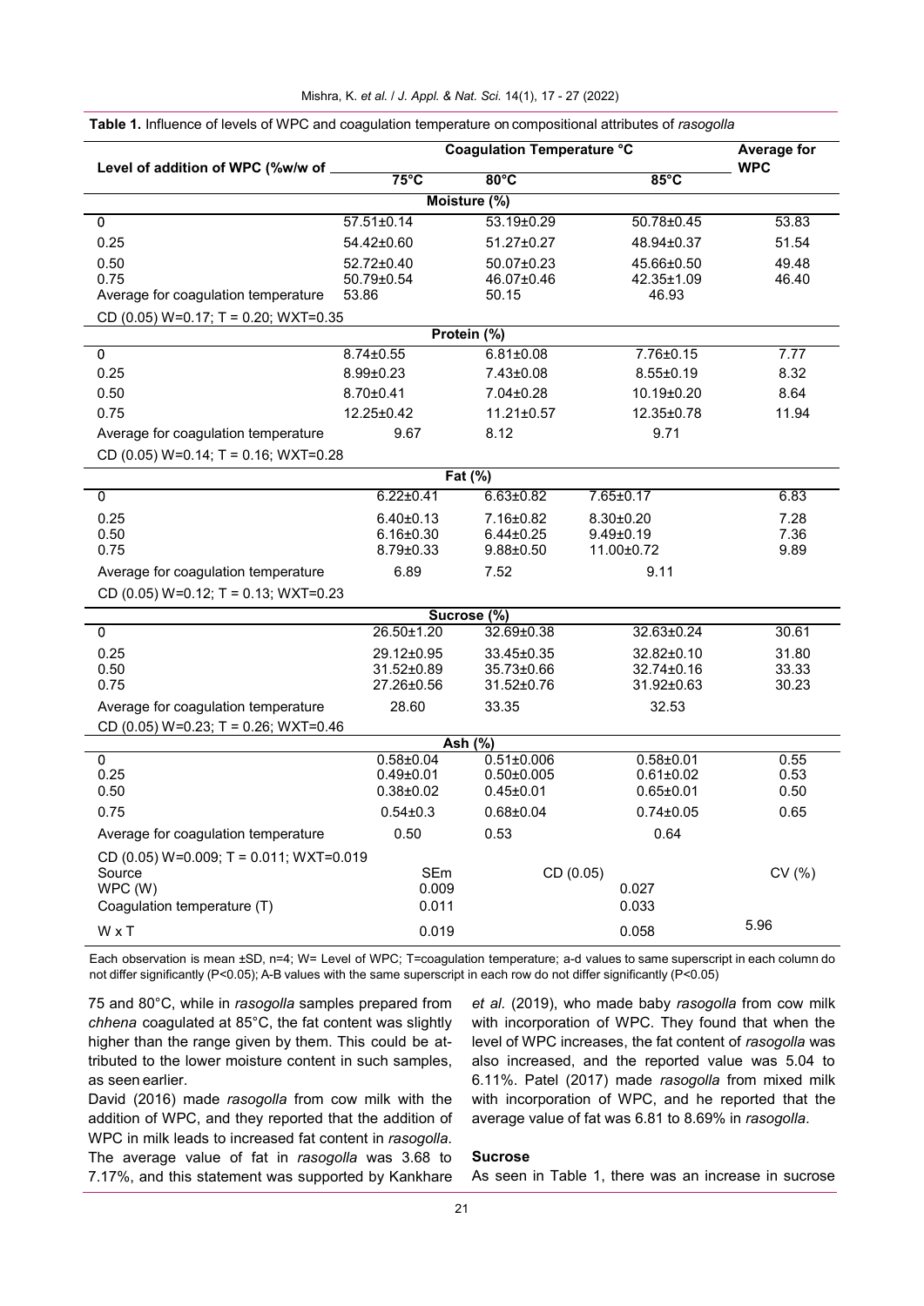**Table 1.** Influence of levels of WPC and coagulation temperature on compositional attributes of *rasogolla*

| Level of addition of WPC (%w/w of | Coagulation Temperature °C | | | Average for WPC |
|---|---|---|---|---|
| | 75°C | 80°C | 85°C | |
| **Moisture (%)** | | | | |
| 0 | 57.51±0.14 | 53.19±0.29 | 50.78±0.45 | 53.83 |
| 0.25 | 54.42±0.60 | 51.27±0.27 | 48.94±0.37 | 51.54 |
| 0.50 | 52.72±0.40 | 50.07±0.23 | 45.66±0.50 | 49.48 |
| 0.75 | 50.79±0.54 | 46.07±0.46 | 42.35±1.09 | 46.40 |
| Average for coagulation temperature | 53.86 | 50.15 | 46.93 | |
| CD (0.05) W=0.17; T = 0.20; WXT=0.35 | | | | |
| **Protein (%)** | | | | |
| 0 | 8.74±0.55 | 6.81±0.08 | 7.76±0.15 | 7.77 |
| 0.25 | 8.99±0.23 | 7.43±0.08 | 8.55±0.19 | 8.32 |
| 0.50 | 8.70±0.41 | 7.04±0.28 | 10.19±0.20 | 8.64 |
| 0.75 | 12.25±0.42 | 11.21±0.57 | 12.35±0.78 | 11.94 |
| Average for coagulation temperature | 9.67 | 8.12 | 9.71 | |
| CD (0.05) W=0.14; T = 0.16; WXT=0.28 | | | | |
| **Fat (%)** | | | | |
| 0 | 6.22±0.41 | 6.63±0.82 | 7.65±0.17 | 6.83 |
| 0.25 | 6.40±0.13 | 7.16±0.82 | 8.30±0.20 | 7.28 |
| 0.50 | 6.16±0.30 | 6.44±0.25 | 9.49±0.19 | 7.36 |
| 0.75 | 8.79±0.33 | 9.88±0.50 | 11.00±0.72 | 9.89 |
| Average for coagulation temperature | 6.89 | 7.52 | 9.11 | |
| CD (0.05) W=0.12; T = 0.13; WXT=0.23 | | | | |
| **Sucrose (%)** | | | | |
| 0 | 26.50±1.20 | 32.69±0.38 | 32.63±0.24 | 30.61 |
| 0.25 | 29.12±0.95 | 33.45±0.35 | 32.82±0.10 | 31.80 |
| 0.50 | 31.52±0.89 | 35.73±0.66 | 32.74±0.16 | 33.33 |
| 0.75 | 27.26±0.56 | 31.52±0.76 | 31.92±0.63 | 30.23 |
| Average for coagulation temperature | 28.60 | 33.35 | 32.53 | |
| CD (0.05) W=0.23; T = 0.26; WXT=0.46 | | | | |
| **Ash (%)** | | | | |
| 0 | 0.58±0.04 | 0.51±0.006 | 0.58±0.01 | 0.55 |
| 0.25 | 0.49±0.01 | 0.50±0.005 | 0.61±0.02 | 0.53 |
| 0.50 | 0.38±0.02 | 0.45±0.01 | 0.65±0.01 | 0.50 |
| 0.75 | 0.54±0.3 | 0.68±0.04 | 0.74±0.05 | 0.65 |
| Average for coagulation temperature | 0.50 | 0.53 | 0.64 | |
| CD (0.05) W=0.009; T = 0.011; WXT=0.019 | | | | |
| Source | SEm | CD (0.05) | | CV (%) |
| WPC (W) | 0.009 | 0.027 | | |
| Coagulation temperature (T) | 0.011 | 0.033 | | |
| W x T | 0.019 | 0.058 | | 5.96 |

Each observation is mean ±SD, n=4; W= Level of WPC; T=coagulation temperature; a-d values to same superscript in each column do not differ significantly (P<0.05); A-B values with the same superscript in each row do not differ significantly (P<0.05)

75 and 80°C, while in *rasogolla* samples prepared from *chhena* coagulated at 85°C, the fat content was slightly higher than the range given by them. This could be attributed to the lower moisture content in such samples, as seen earlier.

David (2016) made *rasogolla* from cow milk with the addition of WPC, and they reported that the addition of WPC in milk leads to increased fat content in *rasogolla*. The average value of fat in *rasogolla* was 3.68 to 7.17%, and this statement was supported by Kankhare *et al*. (2019), who made baby *rasogolla* from cow milk with incorporation of WPC. They found that when the level of WPC increases, the fat content of *rasogolla* was also increased, and the reported value was 5.04 to 6.11%. Patel (2017) made *rasogolla* from mixed milk with incorporation of WPC, and he reported that the average value of fat was 6.81 to 8.69% in *rasogolla*.

### Sucrose

As seen in Table 1, there was an increase in sucrose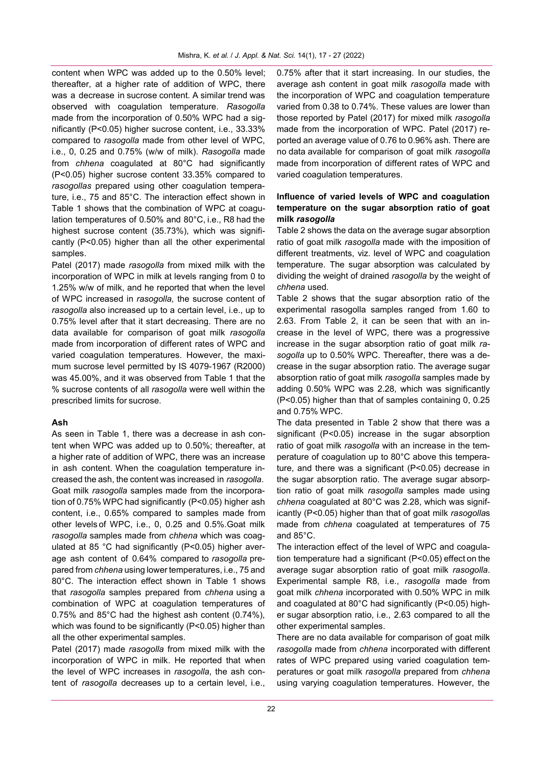content when WPC was added up to the 0.50% level; thereafter, at a higher rate of addition of WPC, there was a decrease in sucrose content. A similar trend was observed with coagulation temperature. *Rasogolla* made from the incorporation of 0.50% WPC had a significantly ($P<0.05$) higher sucrose content, i.e., 33.33% compared to *rasogolla* made from other level of WPC, i.e., 0, 0.25 and 0.75% (w/w of milk). *Rasogolla* made from *chhena* coagulated at 80°C had significantly ($P<0.05$) higher sucrose content 33.35% compared to *rasogollas* prepared using other coagulation temperature, i.e., 75 and 85°C. The interaction effect shown in Table 1 shows that the combination of WPC at coagulation temperatures of 0.50% and 80°C, i.e., R8 had the highest sucrose content (35.73%), which was significantly ($P<0.05$) higher than all the other experimental samples.

Patel (2017) made *rasogolla* from mixed milk with the incorporation of WPC in milk at levels ranging from 0 to 1.25% w/w of milk, and he reported that when the level of WPC increased in *rasogolla,* the sucrose content of *rasogolla* also increased up to a certain level, i.e., up to 0.75% level after that it start decreasing. There are no data available for comparison of goat milk *rasogolla* made from incorporation of different rates of WPC and varied coagulation temperatures. However, the maximum sucrose level permitted by IS 4079-1967 (R2000) was 45.00%, and it was observed from Table 1 that the % sucrose contents of all *rasogolla* were well within the prescribed limits for sucrose.

### Ash

As seen in Table 1, there was a decrease in ash content when WPC was added up to 0.50%; thereafter, at a higher rate of addition of WPC, there was an increase in ash content. When the coagulation temperature increased the ash, the content was increased in *rasogolla*. Goat milk *rasogolla* samples made from the incorporation of 0.75% WPC had significantly ($P<0.05$) higher ash content, i.e., 0.65% compared to samples made from other levels of WPC, i.e., 0, 0.25 and 0.5%.Goat milk *rasogolla* samples made from *chhena* which was coagulated at 85 °C had significantly ($P<0.05$) higher average ash content of 0.64% compared to *rasogolla* prepared from *chhena* using lower temperatures, i.e., 75 and 80°C. The interaction effect shown in Table 1 shows that *rasogolla* samples prepared from *chhena* using a combination of WPC at coagulation temperatures of 0.75% and 85°C had the highest ash content (0.74%), which was found to be significantly ($P<0.05$) higher than all the other experimental samples.

Patel (2017) made *rasogolla* from mixed milk with the incorporation of WPC in milk. He reported that when the level of WPC increases in *rasogolla*, the ash content of *rasogolla* decreases up to a certain level, i.e., 0.75% after that it start increasing. In our studies, the average ash content in goat milk *rasogolla* made with the incorporation of WPC and coagulation temperature varied from 0.38 to 0.74%. These values are lower than those reported by Patel (2017) for mixed milk *rasogolla* made from the incorporation of WPC. Patel (2017) reported an average value of 0.76 to 0.96% ash. There are no data available for comparison of goat milk *rasogolla* made from incorporation of different rates of WPC and varied coagulation temperatures.

### Influence of varied levels of WPC and coagulation temperature on the sugar absorption ratio of goat milk *rasogolla*

Table 2 shows the data on the average sugar absorption ratio of goat milk *rasogolla* made with the imposition of different treatments, viz. level of WPC and coagulation temperature. The sugar absorption was calculated by dividing the weight of drained *rasogolla* by the weight of *chhena* used.

Table 2 shows that the sugar absorption ratio of the experimental rasogolla samples ranged from 1.60 to 2.63. From Table 2, it can be seen that with an increase in the level of WPC, there was a progressive increase in the sugar absorption ratio of goat milk *rasogolla* up to 0.50% WPC. Thereafter, there was a decrease in the sugar absorption ratio. The average sugar absorption ratio of goat milk *rasogolla* samples made by adding 0.50% WPC was 2.28, which was significantly ($P<0.05$) higher than that of samples containing 0, 0.25 and 0.75% WPC.

The data presented in Table 2 show that there was a significant ($P<0.05$) increase in the sugar absorption ratio of goat milk *rasogolla* with an increase in the temperature of coagulation up to 80°C above this temperature, and there was a significant ($P<0.05$) decrease in the sugar absorption ratio. The average sugar absorption ratio of goat milk *rasogolla* samples made using *chhena* coagulated at 80°C was 2.28, which was significantly ($P<0.05$) higher than that of goat milk *rasogolla*s made from *chhena* coagulated at temperatures of 75 and 85°C.

The interaction effect of the level of WPC and coagulation temperature had a significant ($P<0.05$) effect on the average sugar absorption ratio of goat milk *rasogolla*. Experimental sample R8, i.e., *rasogolla* made from goat milk *chhena* incorporated with 0.50% WPC in milk and coagulated at 80°C had significantly ($P<0.05$) higher sugar absorption ratio, i.e., 2.63 compared to all the other experimental samples.

There are no data available for comparison of goat milk *rasogolla* made from *chhena* incorporated with different rates of WPC prepared using varied coagulation temperatures or goat milk *rasogolla* prepared from *chhena* using varying coagulation temperatures. However, the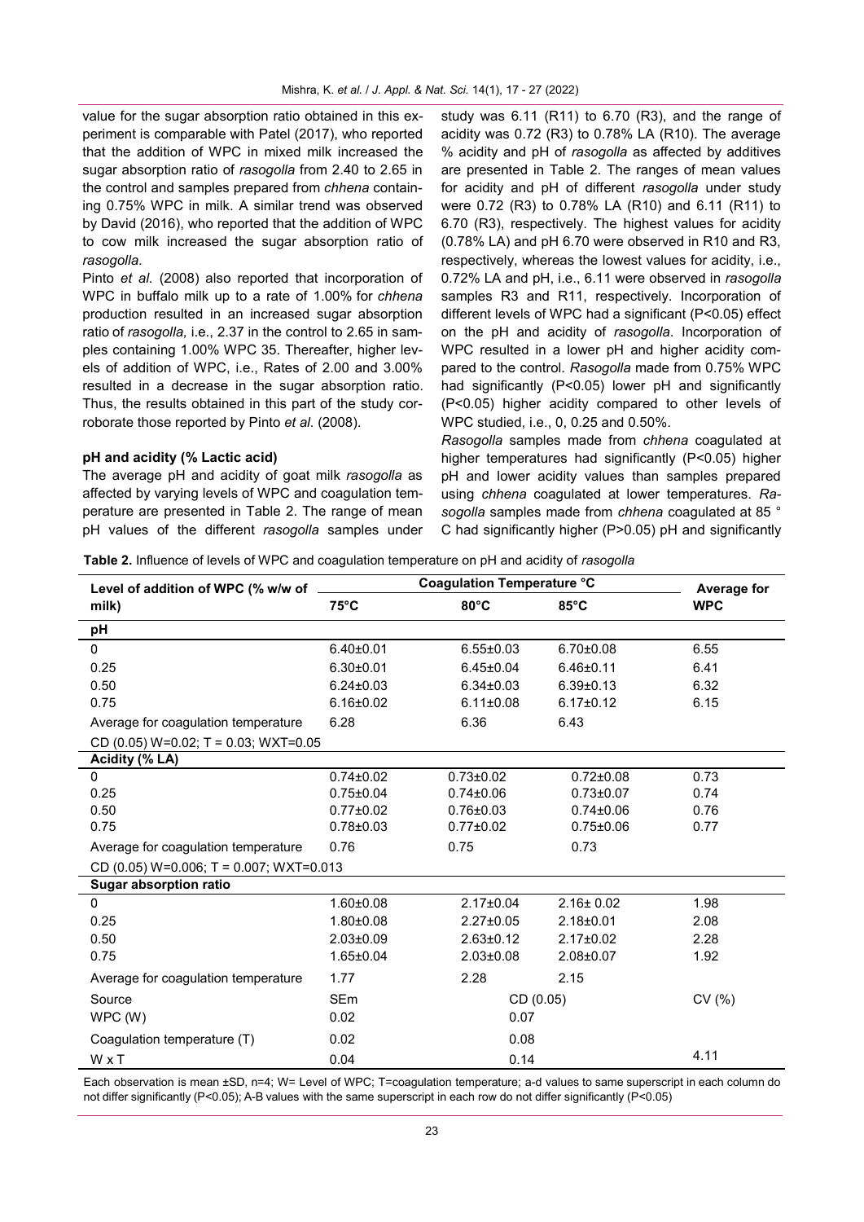value for the sugar absorption ratio obtained in this experiment is comparable with Patel (2017), who reported that the addition of WPC in mixed milk increased the sugar absorption ratio of *rasogolla* from 2.40 to 2.65 in the control and samples prepared from *chhena* containing 0.75% WPC in milk. A similar trend was observed by David (2016), who reported that the addition of WPC to cow milk increased the sugar absorption ratio of *rasogolla*.

Pinto *et al.* (2008) also reported that incorporation of WPC in buffalo milk up to a rate of 1.00% for *chhena* production resulted in an increased sugar absorption ratio of *rasogolla,* i.e., 2.37 in the control to 2.65 in samples containing 1.00% WPC 35. Thereafter, higher levels of addition of WPC, i.e., Rates of 2.00 and 3.00% resulted in a decrease in the sugar absorption ratio. Thus, the results obtained in this part of the study corroborate those reported by Pinto *et al.* (2008).

**pH and acidity (% Lactic acid)**

The average pH and acidity of goat milk *rasogolla* as affected by varying levels of WPC and coagulation temperature are presented in Table 2. The range of mean pH values of the different *rasogolla* samples under study was 6.11 (R11) to 6.70 (R3), and the range of acidity was 0.72 (R3) to 0.78% LA (R10). The average % acidity and pH of *rasogolla* as affected by additives are presented in Table 2. The ranges of mean values for acidity and pH of different *rasogolla* under study were 0.72 (R3) to 0.78% LA (R10) and 6.11 (R11) to 6.70 (R3), respectively. The highest values for acidity (0.78% LA) and pH 6.70 were observed in R10 and R3, respectively, whereas the lowest values for acidity, i.e., 0.72% LA and pH, i.e., 6.11 were observed in *rasogolla* samples R3 and R11, respectively. Incorporation of different levels of WPC had a significant ($P<0.05$) effect on the pH and acidity of *rasogolla*. Incorporation of WPC resulted in a lower pH and higher acidity compared to the control. *Rasogolla* made from 0.75% WPC had significantly ($P<0.05$) lower pH and significantly ($P<0.05$) higher acidity compared to other levels of WPC studied, i.e., 0, 0.25 and 0.50%.

*Rasogolla* samples made from *chhena* coagulated at higher temperatures had significantly ($P<0.05$) higher pH and lower acidity values than samples prepared using *chhena* coagulated at lower temperatures. *Rasogolla* samples made from *chhena* coagulated at 85 °C had significantly higher ($P>0.05$) pH and significantly

**Table 2.** Influence of levels of WPC and coagulation temperature on pH and acidity of *rasogolla*

| Level of addition of WPC (% w/w of milk) | Coagulation Temperature °C | | | Average for WPC |
|---|---|---|---|---|
| | 75°C | 80°C | 85°C | |
| **pH** | | | | |
| 0 | 6.40±0.01 | 6.55±0.03 | 6.70±0.08 | 6.55 |
| 0.25 | 6.30±0.01 | 6.45±0.04 | 6.46±0.11 | 6.41 |
| 0.50 | 6.24±0.03 | 6.34±0.03 | 6.39±0.13 | 6.32 |
| 0.75 | 6.16±0.02 | 6.11±0.08 | 6.17±0.12 | 6.15 |
| Average for coagulation temperature | 6.28 | 6.36 | 6.43 | |
| CD (0.05) W=0.02; T = 0.03; WXT=0.05 | | | | |
| **Acidity (% LA)** | | | | |
| 0 | 0.74±0.02 | 0.73±0.02 | 0.72±0.08 | 0.73 |
| 0.25 | 0.75±0.04 | 0.74±0.06 | 0.73±0.07 | 0.74 |
| 0.50 | 0.77±0.02 | 0.76±0.03 | 0.74±0.06 | 0.76 |
| 0.75 | 0.78±0.03 | 0.77±0.02 | 0.75±0.06 | 0.77 |
| Average for coagulation temperature | 0.76 | 0.75 | 0.73 | |
| CD (0.05) W=0.006; T = 0.007; WXT=0.013 | | | | |
| **Sugar absorption ratio** | | | | |
| 0 | 1.60±0.08 | 2.17±0.04 | 2.16± 0.02 | 1.98 |
| 0.25 | 1.80±0.08 | 2.27±0.05 | 2.18±0.01 | 2.08 |
| 0.50 | 2.03±0.09 | 2.63±0.12 | 2.17±0.02 | 2.28 |
| 0.75 | 1.65±0.04 | 2.03±0.08 | 2.08±0.07 | 1.92 |
| Average for coagulation temperature | 1.77 | 2.28 | 2.15 | |
| Source | SEm | CD (0.05) | | CV (%) |
| WPC (W) | 0.02 | 0.07 | | |
| Coagulation temperature (T) | 0.02 | 0.08 | | |
| W x T | 0.04 | 0.14 | | 4.11 |

Each observation is mean ±SD, n=4; W= Level of WPC; T=coagulation temperature; a-d values to same superscript in each column do not differ significantly ($P<0.05$); A-B values with the same superscript in each row do not differ significantly ($P<0.05$)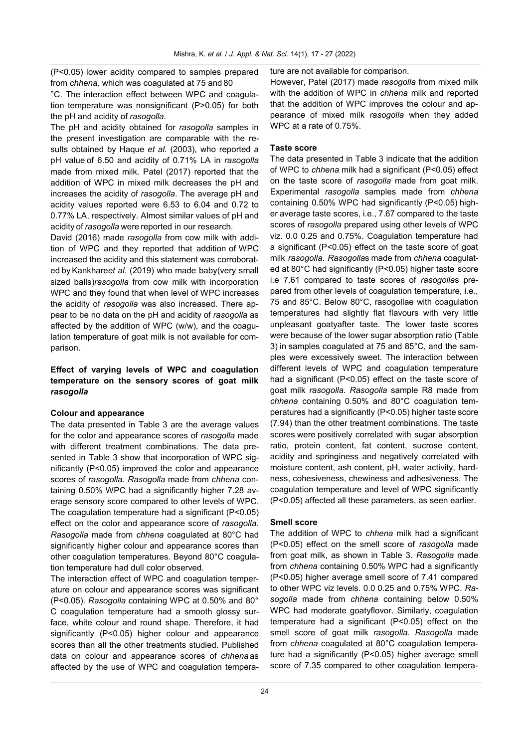(P<0.05) lower acidity compared to samples prepared from *chhena,* which was coagulated at 75 and 80 °C. The interaction effect between WPC and coagulation temperature was nonsignificant (P>0.05) for both the pH and acidity of *rasogolla*.

The pH and acidity obtained for *rasogolla* samples in the present investigation are comparable with the results obtained by Haque *et al.* (2003), who reported a pH value of 6.50 and acidity of 0.71% LA in *rasogolla* made from mixed milk. Patel (2017) reported that the addition of WPC in mixed milk decreases the pH and increases the acidity of *rasogolla*. The average pH and acidity values reported were 6.53 to 6.04 and 0.72 to 0.77% LA, respectively. Almost similar values of pH and acidity of *rasogolla* were reported in our research.

David (2016) made *rasogolla* from cow milk with addition of WPC and they reported that addition of WPC increased the acidity and this statement was corroborated by Kankhare*et al*. (2019) who made baby(very small sized balls)*rasogolla* from cow milk with incorporation WPC and they found that when level of WPC increases the acidity of *rasogolla* was also increased. There appear to be no data on the pH and acidity of *rasogolla* as affected by the addition of WPC (w/w), and the coagulation temperature of goat milk is not available for comparison.

### Effect of varying levels of WPC and coagulation temperature on the sensory scores of goat milk *rasogolla*

#### Colour and appearance

The data presented in Table 3 are the average values for the color and appearance scores of *rasogolla* made with different treatment combinations. The data presented in Table 3 show that incorporation of WPC significantly (P<0.05) improved the color and appearance scores of *rasogolla*. *Rasogolla* made from *chhena* containing 0.50% WPC had a significantly higher 7.28 average sensory score compared to other levels of WPC. The coagulation temperature had a significant (P<0.05) effect on the color and appearance score of *rasogolla*. *Rasogolla* made from *chhena* coagulated at 80°C had significantly higher colour and appearance scores than other coagulation temperatures. Beyond 80°C coagulation temperature had dull color observed.

The interaction effect of WPC and coagulation temperature on colour and appearance scores was significant (P<0.05). *Rasogolla* containing WPC at 0.50% and 80° C coagulation temperature had a smooth glossy surface, white colour and round shape. Therefore, it had significantly (P<0.05) higher colour and appearance scores than all the other treatments studied. Published data on colour and appearance scores of *chhena* as affected by the use of WPC and coagulation temperature are not available for comparison.

However, Patel (2017) made *rasogolla* from mixed milk with the addition of WPC in *chhena* milk and reported that the addition of WPC improves the colour and appearance of mixed milk *rasogolla* when they added WPC at a rate of 0.75%.

#### Taste score

The data presented in Table 3 indicate that the addition of WPC to *chhena* milk had a significant (P<0.05) effect on the taste score of *rasogolla* made from goat milk. Experimental *rasogolla* samples made from *chhena* containing 0.50% WPC had significantly (P<0.05) higher average taste scores, i.e., 7.67 compared to the taste scores of *rasogolla* prepared using other levels of WPC viz. 0.0 0.25 and 0.75%. Coagulation temperature had a significant (P<0.05) effect on the taste score of goat milk *rasogolla*. *Rasogolla*s made from *chhena* coagulated at 80°C had significantly (P<0.05) higher taste score i.e 7.61 compared to taste scores of *rasogolla*s prepared from other levels of coagulation temperature, i.e., 75 and 85°C. Below 80°C, rasogollae with coagulation temperatures had slightly flat flavours with very little unpleasant goatyafter taste. The lower taste scores were because of the lower sugar absorption ratio (Table 3) in samples coagulated at 75 and 85°C, and the samples were excessively sweet. The interaction between different levels of WPC and coagulation temperature had a significant (P<0.05) effect on the taste score of goat milk *rasogolla*. *Rasogolla* sample R8 made from *chhena* containing 0.50% and 80°C coagulation temperatures had a significantly (P<0.05) higher taste score (7.94) than the other treatment combinations. The taste scores were positively correlated with sugar absorption ratio, protein content, fat content, sucrose content, acidity and springiness and negatively correlated with moisture content, ash content, pH, water activity, hardness, cohesiveness, chewiness and adhesiveness. The coagulation temperature and level of WPC significantly (P<0.05) affected all these parameters, as seen earlier.

#### Smell score

The addition of WPC to *chhena* milk had a significant (P<0.05) effect on the smell score of *rasogolla* made from goat milk, as shown in Table 3. *Rasogolla* made from *chhena* containing 0.50% WPC had a significantly (P<0.05) higher average smell score of 7.41 compared to other WPC viz levels. 0.0 0.25 and 0.75% WPC. *Rasogolla* made from *chhena* containing below 0.50% WPC had moderate goatyflovor. Similarly, coagulation temperature had a significant (P<0.05) effect on the smell score of goat milk *rasogolla*. *Rasogolla* made from *chhena* coagulated at 80°C coagulation temperature had a significantly (P<0.05) higher average smell score of 7.35 compared to other coagulation tempera-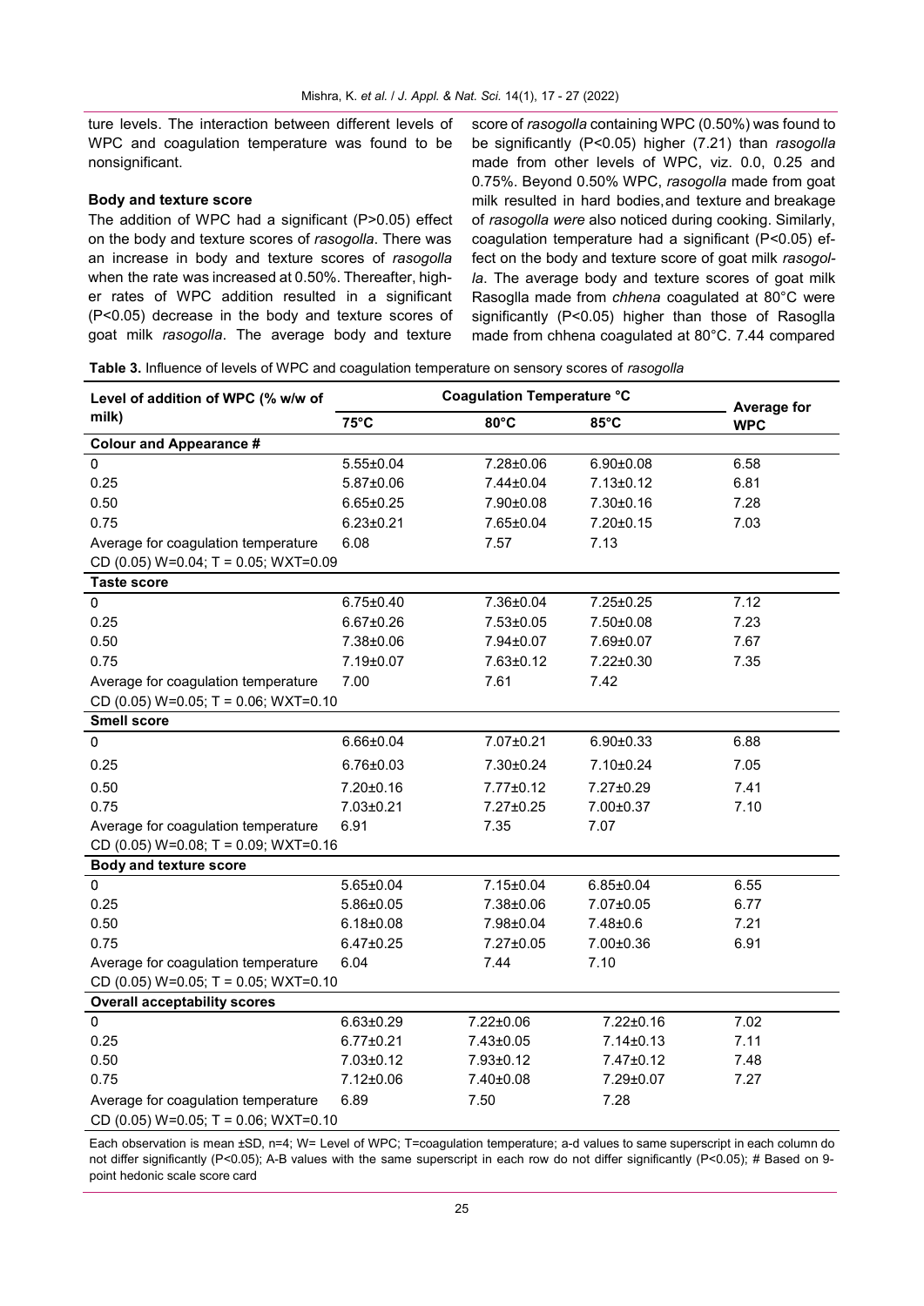ture levels. The interaction between different levels of WPC and coagulation temperature was found to be nonsignificant.

### Body and texture score

The addition of WPC had a significant (P>0.05) effect on the body and texture scores of *rasogolla*. There was an increase in body and texture scores of *rasogolla* when the rate was increased at 0.50%. Thereafter, higher rates of WPC addition resulted in a significant (P<0.05) decrease in the body and texture scores of goat milk *rasogolla*. The average body and texture score of *rasogolla* containing WPC (0.50%) was found to be significantly (P<0.05) higher (7.21) than *rasogolla* made from other levels of WPC, viz. 0.0, 0.25 and 0.75%. Beyond 0.50% WPC, *rasogolla* made from goat milk resulted in hard bodies, and texture and breakage of *rasogolla were* also noticed during cooking. Similarly, coagulation temperature had a significant (P<0.05) effect on the body and texture score of goat milk *rasogolla*. The average body and texture scores of goat milk Rasoglla made from *chhena* coagulated at 80°C were significantly (P<0.05) higher than those of Rasoglla made from chhena coagulated at 80°C. 7.44 compared

**Table 3.** Influence of levels of WPC and coagulation temperature on sensory scores of *rasogolla*

| Level of addition of WPC (% w/w of milk) | Coagulation Temperature °C | | | Average for WPC |
|---|---|---|---|---|
| | 75°C | 80°C | 85°C | |
| **Colour and Appearance #** | | | | |
| 0 | 5.55±0.04 | 7.28±0.06 | 6.90±0.08 | 6.58 |
| 0.25 | 5.87±0.06 | 7.44±0.04 | 7.13±0.12 | 6.81 |
| 0.50 | 6.65±0.25 | 7.90±0.08 | 7.30±0.16 | 7.28 |
| 0.75 | 6.23±0.21 | 7.65±0.04 | 7.20±0.15 | 7.03 |
| Average for coagulation temperature | 6.08 | 7.57 | 7.13 | |
| CD (0.05) W=0.04; T = 0.05; WXT=0.09 | | | | |
| **Taste score** | | | | |
| 0 | 6.75±0.40 | 7.36±0.04 | 7.25±0.25 | 7.12 |
| 0.25 | 6.67±0.26 | 7.53±0.05 | 7.50±0.08 | 7.23 |
| 0.50 | 7.38±0.06 | 7.94±0.07 | 7.69±0.07 | 7.67 |
| 0.75 | 7.19±0.07 | 7.63±0.12 | 7.22±0.30 | 7.35 |
| Average for coagulation temperature | 7.00 | 7.61 | 7.42 | |
| CD (0.05) W=0.05; T = 0.06; WXT=0.10 | | | | |
| **Smell score** | | | | |
| 0 | 6.66±0.04 | 7.07±0.21 | 6.90±0.33 | 6.88 |
| 0.25 | 6.76±0.03 | 7.30±0.24 | 7.10±0.24 | 7.05 |
| 0.50 | 7.20±0.16 | 7.77±0.12 | 7.27±0.29 | 7.41 |
| 0.75 | 7.03±0.21 | 7.27±0.25 | 7.00±0.37 | 7.10 |
| Average for coagulation temperature | 6.91 | 7.35 | 7.07 | |
| CD (0.05) W=0.08; T = 0.09; WXT=0.16 | | | | |
| **Body and texture score** | | | | |
| 0 | 5.65±0.04 | 7.15±0.04 | 6.85±0.04 | 6.55 |
| 0.25 | 5.86±0.05 | 7.38±0.06 | 7.07±0.05 | 6.77 |
| 0.50 | 6.18±0.08 | 7.98±0.04 | 7.48±0.6 | 7.21 |
| 0.75 | 6.47±0.25 | 7.27±0.05 | 7.00±0.36 | 6.91 |
| Average for coagulation temperature | 6.04 | 7.44 | 7.10 | |
| CD (0.05) W=0.05; T = 0.05; WXT=0.10 | | | | |
| **Overall acceptability scores** | | | | |
| 0 | 6.63±0.29 | 7.22±0.06 | 7.22±0.16 | 7.02 |
| 0.25 | 6.77±0.21 | 7.43±0.05 | 7.14±0.13 | 7.11 |
| 0.50 | 7.03±0.12 | 7.93±0.12 | 7.47±0.12 | 7.48 |
| 0.75 | 7.12±0.06 | 7.40±0.08 | 7.29±0.07 | 7.27 |
| Average for coagulation temperature | 6.89 | 7.50 | 7.28 | |
| CD (0.05) W=0.05; T = 0.06; WXT=0.10 | | | | |

Each observation is mean ±SD, n=4; W= Level of WPC; T=coagulation temperature; a-d values to same superscript in each column do not differ significantly (P<0.05); A-B values with the same superscript in each row do not differ significantly (P<0.05); # Based on 9-point hedonic scale score card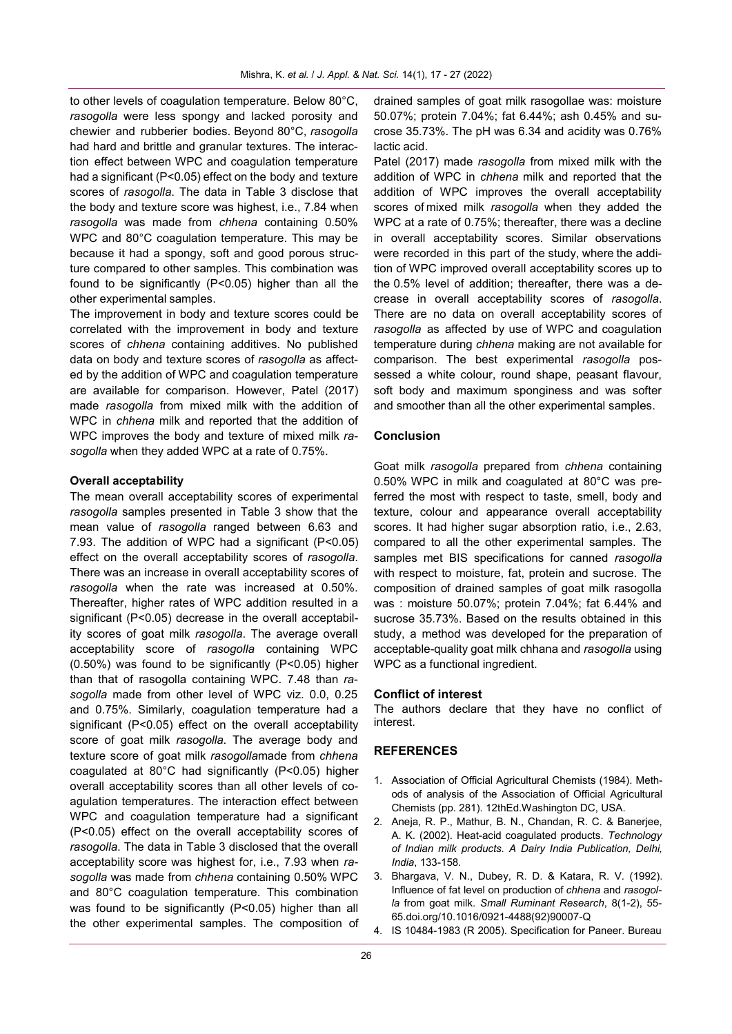to other levels of coagulation temperature. Below 80°C, *rasogolla* were less spongy and lacked porosity and chewier and rubberier bodies. Beyond 80°C, *rasogolla* had hard and brittle and granular textures. The interaction effect between WPC and coagulation temperature had a significant (P<0.05) effect on the body and texture scores of *rasogolla.* The data in Table 3 disclose that the body and texture score was highest, i.e., 7.84 when *rasogolla* was made from *chhena* containing 0.50% WPC and 80°C coagulation temperature. This may be because it had a spongy, soft and good porous structure compared to other samples. This combination was found to be significantly (P<0.05) higher than all the other experimental samples.

The improvement in body and texture scores could be correlated with the improvement in body and texture scores of *chhena* containing additives. No published data on body and texture scores of *rasogolla* as affected by the addition of WPC and coagulation temperature are available for comparison. However, Patel (2017) made *rasogolla* from mixed milk with the addition of WPC in *chhena* milk and reported that the addition of WPC improves the body and texture of mixed milk *rasogolla* when they added WPC at a rate of 0.75%.

**Overall acceptability**

The mean overall acceptability scores of experimental *rasogolla* samples presented in Table 3 show that the mean value of *rasogolla* ranged between 6.63 and 7.93. The addition of WPC had a significant (P<0.05) effect on the overall acceptability scores of *rasogolla*. There was an increase in overall acceptability scores of *rasogolla* when the rate was increased at 0.50%. Thereafter, higher rates of WPC addition resulted in a significant (P<0.05) decrease in the overall acceptability scores of goat milk *rasogolla*. The average overall acceptability score of *rasogolla* containing WPC (0.50%) was found to be significantly (P<0.05) higher than that of rasogolla containing WPC. 7.48 than *rasogolla* made from other level of WPC viz. 0.0, 0.25 and 0.75%. Similarly, coagulation temperature had a significant (P<0.05) effect on the overall acceptability score of goat milk *rasogolla*. The average body and texture score of goat milk *rasogolla*made from *chhena* coagulated at 80°C had significantly (P<0.05) higher overall acceptability scores than all other levels of coagulation temperatures. The interaction effect between WPC and coagulation temperature had a significant (P<0.05) effect on the overall acceptability scores of *rasogolla*. The data in Table 3 disclosed that the overall acceptability score was highest for, i.e., 7.93 when *rasogolla* was made from *chhena* containing 0.50% WPC and 80°C coagulation temperature. This combination was found to be significantly (P<0.05) higher than all the other experimental samples. The composition of drained samples of goat milk rasogollae was: moisture 50.07%; protein 7.04%; fat 6.44%; ash 0.45% and sucrose 35.73%. The pH was 6.34 and acidity was 0.76% lactic acid.

Patel (2017) made *rasogolla* from mixed milk with the addition of WPC in *chhena* milk and reported that the addition of WPC improves the overall acceptability scores of mixed milk *rasogolla* when they added the WPC at a rate of 0.75%; thereafter, there was a decline in overall acceptability scores. Similar observations were recorded in this part of the study, where the addition of WPC improved overall acceptability scores up to the 0.5% level of addition; thereafter, there was a decrease in overall acceptability scores of *rasogolla*. There are no data on overall acceptability scores of *rasogolla* as affected by use of WPC and coagulation temperature during *chhena* making are not available for comparison. The best experimental *rasogolla* possessed a white colour, round shape, peasant flavour, soft body and maximum sponginess and was softer and smoother than all the other experimental samples.

## Conclusion

Goat milk *rasogolla* prepared from *chhena* containing 0.50% WPC in milk and coagulated at 80°C was preferred the most with respect to taste, smell, body and texture, colour and appearance overall acceptability scores. It had higher sugar absorption ratio, i.e., 2.63, compared to all the other experimental samples. The samples met BIS specifications for canned *rasogolla* with respect to moisture, fat, protein and sucrose. The composition of drained samples of goat milk rasogolla was : moisture 50.07%; protein 7.04%; fat 6.44% and sucrose 35.73%. Based on the results obtained in this study, a method was developed for the preparation of acceptable-quality goat milk chhana and *rasogolla* using WPC as a functional ingredient.

**Conflict of interest**

The authors declare that they have no conflict of interest.

## REFERENCES

1. Association of Official Agricultural Chemists (1984). Methods of analysis of the Association of Official Agricultural Chemists (pp. 281). 12thEd.Washington DC, USA.
2. Aneja, R. P., Mathur, B. N., Chandan, R. C. & Banerjee, A. K. (2002). Heat-acid coagulated products. *Technology of Indian milk products. A Dairy India Publication, Delhi, India*, 133-158.
3. Bhargava, V. N., Dubey, R. D. & Katara, R. V. (1992). Influence of fat level on production of *chhena* and *rasogolla* from goat milk. *Small Ruminant Research*, 8(1-2), 55-65.doi.org/10.1016/0921-4488(92)90007-Q
4. IS 10484-1983 (R 2005). Specification for Paneer. Bureau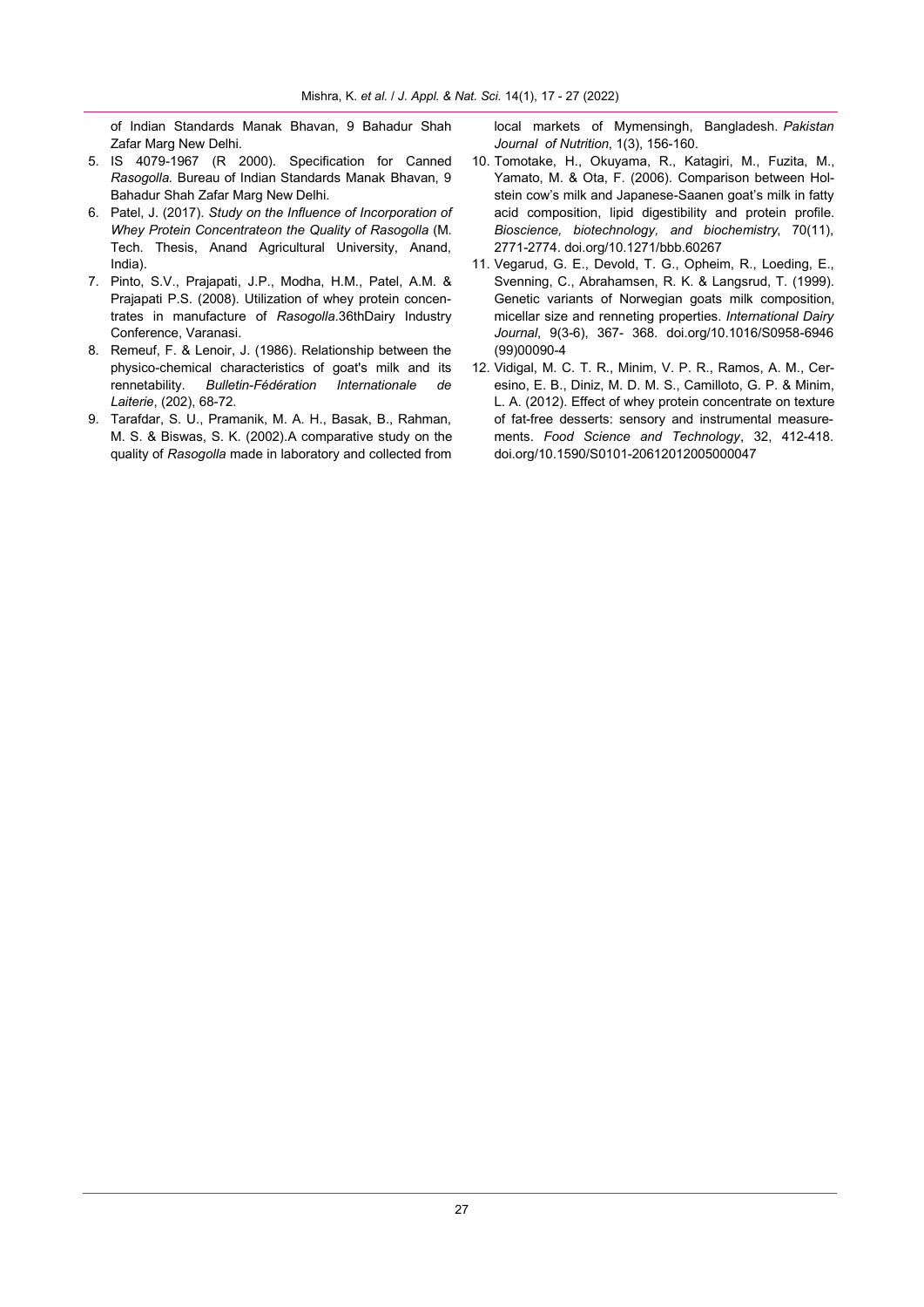of Indian Standards Manak Bhavan, 9 Bahadur Shah Zafar Marg New Delhi.

5. IS 4079-1967 (R 2000). Specification for Canned *Rasogolla.* Bureau of Indian Standards Manak Bhavan, 9 Bahadur Shah Zafar Marg New Delhi.
6. Patel, J. (2017). *Study on the Influence of Incorporation of Whey Protein Concentrateon the Quality of Rasogolla* (M. Tech. Thesis, Anand Agricultural University, Anand, India).
7. Pinto, S.V., Prajapati, J.P., Modha, H.M., Patel, A.M. & Prajapati P.S. (2008). Utilization of whey protein concentrates in manufacture of *Rasogolla*.36thDairy Industry Conference, Varanasi.
8. Remeuf, F. & Lenoir, J. (1986). Relationship between the physico-chemical characteristics of goat's milk and its rennetability. *Bulletin-Fédération Internationale de Laiterie*, (202), 68-72.
9. Tarafdar, S. U., Pramanik, M. A. H., Basak, B., Rahman, M. S. & Biswas, S. K. (2002).A comparative study on the quality of *Rasogolla* made in laboratory and collected from local markets of Mymensingh, Bangladesh. *Pakistan Journal of Nutrition*, 1(3), 156-160.
10. Tomotake, H., Okuyama, R., Katagiri, M., Fuzita, M., Yamato, M. & Ota, F. (2006). Comparison between Holstein cow's milk and Japanese-Saanen goat's milk in fatty acid composition, lipid digestibility and protein profile. *Bioscience, biotechnology, and biochemistry*, 70(11), 2771-2774. doi.org/10.1271/bbb.60267
11. Vegarud, G. E., Devold, T. G., Opheim, R., Loeding, E., Svenning, C., Abrahamsen, R. K. & Langsrud, T. (1999). Genetic variants of Norwegian goats milk composition, micellar size and renneting properties. *International Dairy Journal*, 9(3-6), 367- 368. doi.org/10.1016/S0958-6946(99)00090-4
12. Vidigal, M. C. T. R., Minim, V. P. R., Ramos, A. M., Ceresino, E. B., Diniz, M. D. M. S., Camilloto, G. P. & Minim, L. A. (2012). Effect of whey protein concentrate on texture of fat-free desserts: sensory and instrumental measurements. *Food Science and Technology*, 32, 412-418. doi.org/10.1590/S0101-20612012005000047